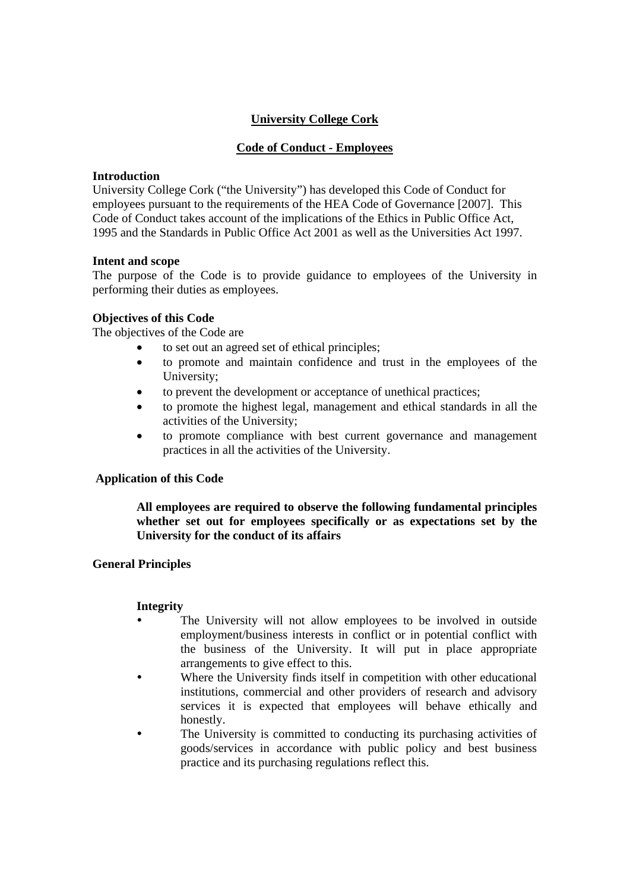# University College Cork

## Code of Conduct - Employees

**Introduction**

University College Cork ("the University") has developed this Code of Conduct for employees pursuant to the requirements of the HEA Code of Governance [2007]. This Code of Conduct takes account of the implications of the Ethics in Public Office Act, 1995 and the Standards in Public Office Act 2001 as well as the Universities Act 1997.

**Intent and scope**

The purpose of the Code is to provide guidance to employees of the University in performing their duties as employees.

**Objectives of this Code**

The objectives of the Code are

- to set out an agreed set of ethical principles;
- to promote and maintain confidence and trust in the employees of the University;
- to prevent the development or acceptance of unethical practices;
- to promote the highest legal, management and ethical standards in all the activities of the University;
- to promote compliance with best current governance and management practices in all the activities of the University.

**Application of this Code**

**All employees are required to observe the following fundamental principles whether set out for employees specifically or as expectations set by the University for the conduct of its affairs**

**General Principles**

**Integrity**

- The University will not allow employees to be involved in outside employment/business interests in conflict or in potential conflict with the business of the University. It will put in place appropriate arrangements to give effect to this.
- Where the University finds itself in competition with other educational institutions, commercial and other providers of research and advisory services it is expected that employees will behave ethically and honestly.
- The University is committed to conducting its purchasing activities of goods/services in accordance with public policy and best business practice and its purchasing regulations reflect this.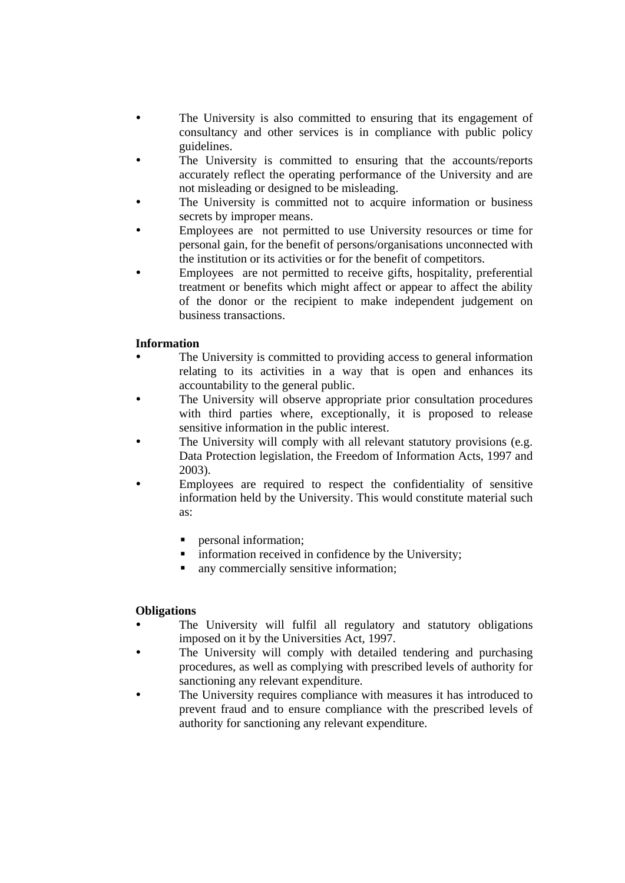- The University is also committed to ensuring that its engagement of consultancy and other services is in compliance with public policy guidelines.
- The University is committed to ensuring that the accounts/reports accurately reflect the operating performance of the University and are not misleading or designed to be misleading.
- The University is committed not to acquire information or business secrets by improper means.
- Employees are not permitted to use University resources or time for personal gain, for the benefit of persons/organisations unconnected with the institution or its activities or for the benefit of competitors.
- Employees are not permitted to receive gifts, hospitality, preferential treatment or benefits which might affect or appear to affect the ability of the donor or the recipient to make independent judgement on business transactions.

**Information**

- The University is committed to providing access to general information relating to its activities in a way that is open and enhances its accountability to the general public.
- The University will observe appropriate prior consultation procedures with third parties where, exceptionally, it is proposed to release sensitive information in the public interest.
- The University will comply with all relevant statutory provisions (e.g. Data Protection legislation, the Freedom of Information Acts, 1997 and 2003).
- Employees are required to respect the confidentiality of sensitive information held by the University. This would constitute material such as:
  - personal information;
  - information received in confidence by the University;
  - any commercially sensitive information;

**Obligations**

- The University will fulfil all regulatory and statutory obligations imposed on it by the Universities Act, 1997.
- The University will comply with detailed tendering and purchasing procedures, as well as complying with prescribed levels of authority for sanctioning any relevant expenditure.
- The University requires compliance with measures it has introduced to prevent fraud and to ensure compliance with the prescribed levels of authority for sanctioning any relevant expenditure.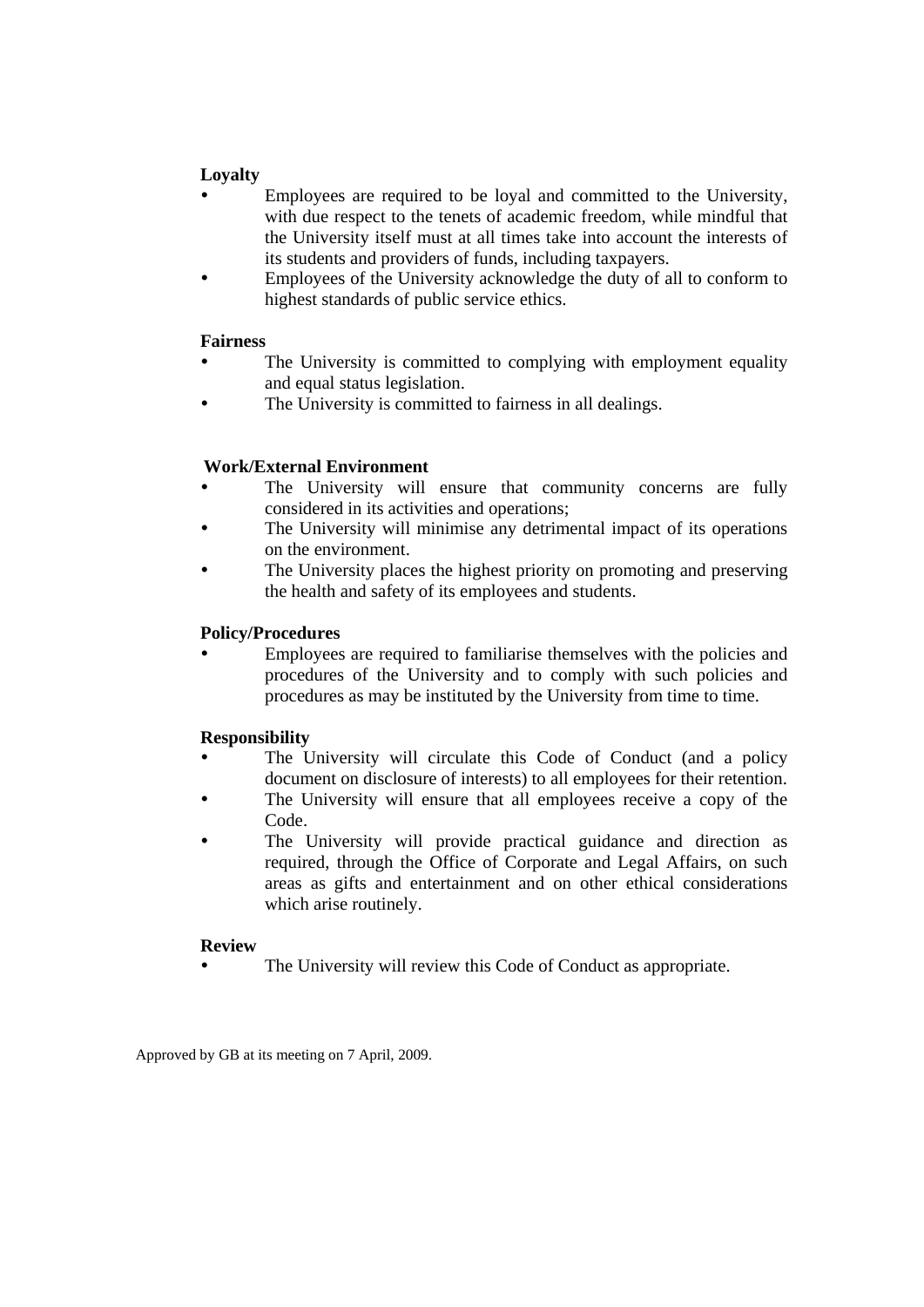**Loyalty**

- Employees are required to be loyal and committed to the University, with due respect to the tenets of academic freedom, while mindful that the University itself must at all times take into account the interests of its students and providers of funds, including taxpayers.
- Employees of the University acknowledge the duty of all to conform to highest standards of public service ethics.

**Fairness**

- The University is committed to complying with employment equality and equal status legislation.
- The University is committed to fairness in all dealings.

**Work/External Environment**

- The University will ensure that community concerns are fully considered in its activities and operations;
- The University will minimise any detrimental impact of its operations on the environment.
- The University places the highest priority on promoting and preserving the health and safety of its employees and students.

**Policy/Procedures**

- Employees are required to familiarise themselves with the policies and procedures of the University and to comply with such policies and procedures as may be instituted by the University from time to time.

**Responsibility**

- The University will circulate this Code of Conduct (and a policy document on disclosure of interests) to all employees for their retention.
- The University will ensure that all employees receive a copy of the Code.
- The University will provide practical guidance and direction as required, through the Office of Corporate and Legal Affairs, on such areas as gifts and entertainment and on other ethical considerations which arise routinely.

**Review**

- The University will review this Code of Conduct as appropriate.

Approved by GB at its meeting on 7 April, 2009.